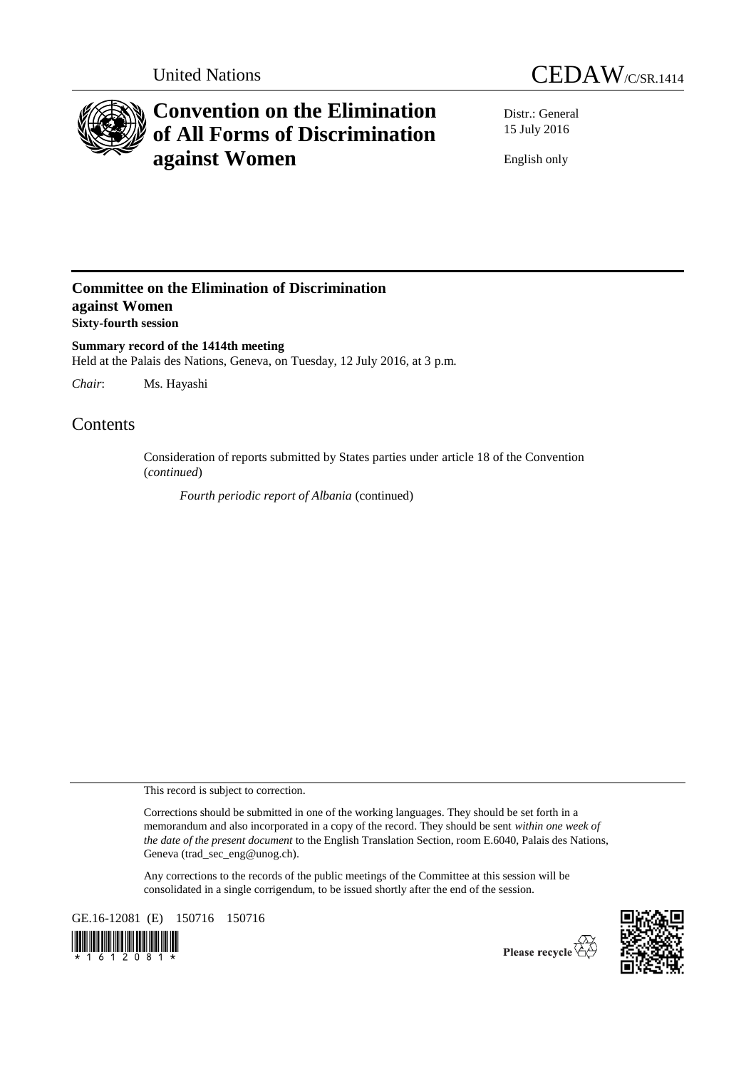United Nations

CEDAW/C/SR.1414

# Convention on the Elimination of All Forms of Discrimination against Women

Distr.: General
15 July 2016

English only

## Committee on the Elimination of Discrimination against Women
**Sixty-fourth session**

**Summary record of the 1414th meeting**
Held at the Palais des Nations, Geneva, on Tuesday, 12 July 2016, at 3 p.m.

*Chair*: Ms. Hayashi

# Contents

Consideration of reports submitted by States parties under article 18 of the Convention (*continued*)

*Fourth periodic report of Albania* (continued)

This record is subject to correction.

Corrections should be submitted in one of the working languages. They should be set forth in a memorandum and also incorporated in a copy of the record. They should be sent *within one week of the date of the present document* to the English Translation Section, room E.6040, Palais des Nations, Geneva (trad_sec_eng@unog.ch).

Any corrections to the records of the public meetings of the Committee at this session will be consolidated in a single corrigendum, to be issued shortly after the end of the session.

GE.16-12081 (E) 150716 150716

Please recycle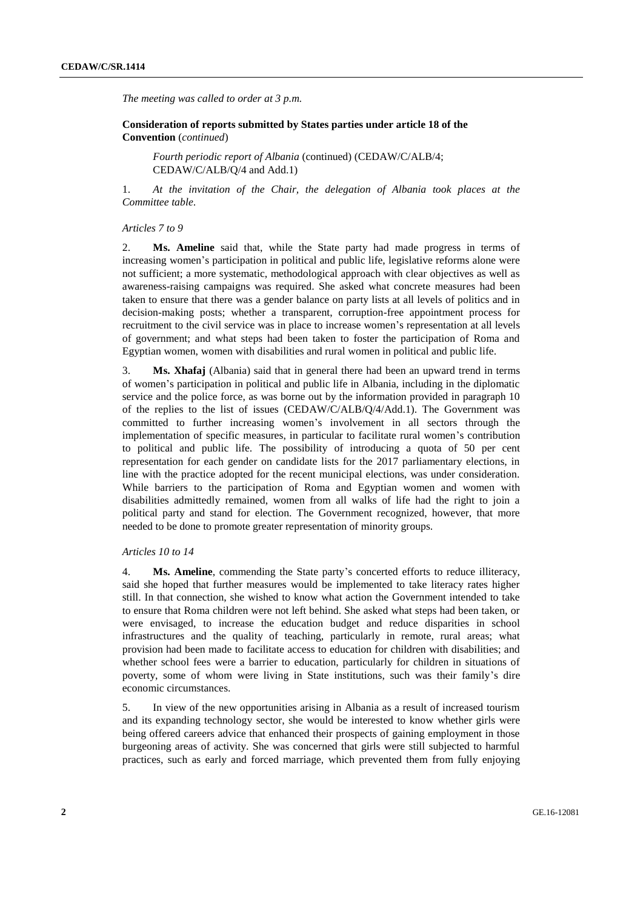*The meeting was called to order at 3 p.m.*

**Consideration of reports submitted by States parties under article 18 of the Convention** (*continued*)

*Fourth periodic report of Albania* (continued) (CEDAW/C/ALB/4; CEDAW/C/ALB/Q/4 and Add.1)

1. *At the invitation of the Chair, the delegation of Albania took places at the Committee table.*

*Articles 7 to 9*

2. **Ms. Ameline** said that, while the State party had made progress in terms of increasing women's participation in political and public life, legislative reforms alone were not sufficient; a more systematic, methodological approach with clear objectives as well as awareness-raising campaigns was required. She asked what concrete measures had been taken to ensure that there was a gender balance on party lists at all levels of politics and in decision-making posts; whether a transparent, corruption-free appointment process for recruitment to the civil service was in place to increase women's representation at all levels of government; and what steps had been taken to foster the participation of Roma and Egyptian women, women with disabilities and rural women in political and public life.

3. **Ms. Xhafaj** (Albania) said that in general there had been an upward trend in terms of women's participation in political and public life in Albania, including in the diplomatic service and the police force, as was borne out by the information provided in paragraph 10 of the replies to the list of issues (CEDAW/C/ALB/Q/4/Add.1). The Government was committed to further increasing women's involvement in all sectors through the implementation of specific measures, in particular to facilitate rural women's contribution to political and public life. The possibility of introducing a quota of 50 per cent representation for each gender on candidate lists for the 2017 parliamentary elections, in line with the practice adopted for the recent municipal elections, was under consideration. While barriers to the participation of Roma and Egyptian women and women with disabilities admittedly remained, women from all walks of life had the right to join a political party and stand for election. The Government recognized, however, that more needed to be done to promote greater representation of minority groups.

*Articles 10 to 14*

4. **Ms. Ameline**, commending the State party's concerted efforts to reduce illiteracy, said she hoped that further measures would be implemented to take literacy rates higher still. In that connection, she wished to know what action the Government intended to take to ensure that Roma children were not left behind. She asked what steps had been taken, or were envisaged, to increase the education budget and reduce disparities in school infrastructures and the quality of teaching, particularly in remote, rural areas; what provision had been made to facilitate access to education for children with disabilities; and whether school fees were a barrier to education, particularly for children in situations of poverty, some of whom were living in State institutions, such was their family's dire economic circumstances.

5. In view of the new opportunities arising in Albania as a result of increased tourism and its expanding technology sector, she would be interested to know whether girls were being offered careers advice that enhanced their prospects of gaining employment in those burgeoning areas of activity. She was concerned that girls were still subjected to harmful practices, such as early and forced marriage, which prevented them from fully enjoying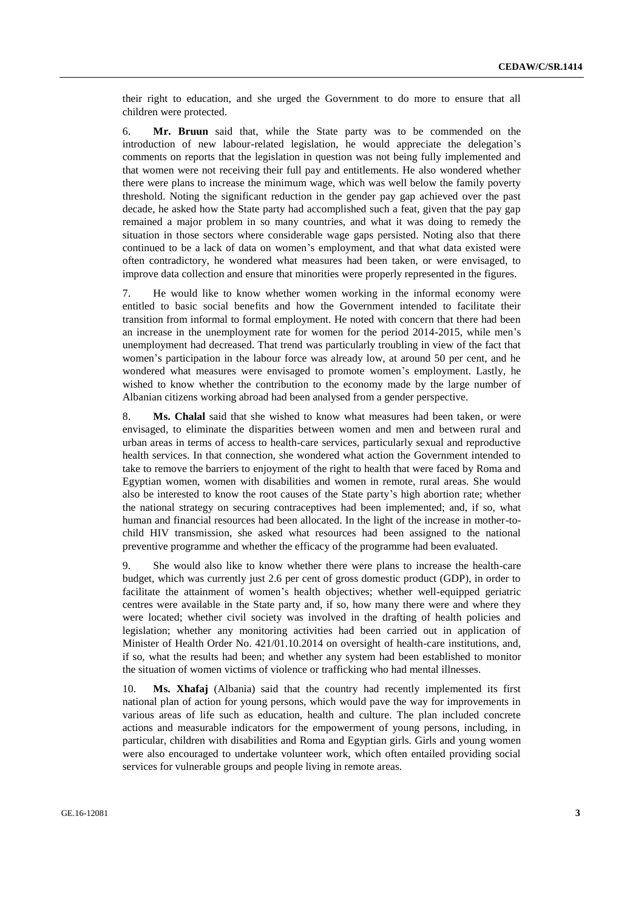their right to education, and she urged the Government to do more to ensure that all children were protected.

6. **Mr. Bruun** said that, while the State party was to be commended on the introduction of new labour-related legislation, he would appreciate the delegation's comments on reports that the legislation in question was not being fully implemented and that women were not receiving their full pay and entitlements. He also wondered whether there were plans to increase the minimum wage, which was well below the family poverty threshold. Noting the significant reduction in the gender pay gap achieved over the past decade, he asked how the State party had accomplished such a feat, given that the pay gap remained a major problem in so many countries, and what it was doing to remedy the situation in those sectors where considerable wage gaps persisted. Noting also that there continued to be a lack of data on women's employment, and that what data existed were often contradictory, he wondered what measures had been taken, or were envisaged, to improve data collection and ensure that minorities were properly represented in the figures.

7. He would like to know whether women working in the informal economy were entitled to basic social benefits and how the Government intended to facilitate their transition from informal to formal employment. He noted with concern that there had been an increase in the unemployment rate for women for the period 2014-2015, while men's unemployment had decreased. That trend was particularly troubling in view of the fact that women's participation in the labour force was already low, at around 50 per cent, and he wondered what measures were envisaged to promote women's employment. Lastly, he wished to know whether the contribution to the economy made by the large number of Albanian citizens working abroad had been analysed from a gender perspective.

8. **Ms. Chalal** said that she wished to know what measures had been taken, or were envisaged, to eliminate the disparities between women and men and between rural and urban areas in terms of access to health-care services, particularly sexual and reproductive health services. In that connection, she wondered what action the Government intended to take to remove the barriers to enjoyment of the right to health that were faced by Roma and Egyptian women, women with disabilities and women in remote, rural areas. She would also be interested to know the root causes of the State party's high abortion rate; whether the national strategy on securing contraceptives had been implemented; and, if so, what human and financial resources had been allocated. In the light of the increase in mother-to-child HIV transmission, she asked what resources had been assigned to the national preventive programme and whether the efficacy of the programme had been evaluated.

9. She would also like to know whether there were plans to increase the health-care budget, which was currently just 2.6 per cent of gross domestic product (GDP), in order to facilitate the attainment of women's health objectives; whether well-equipped geriatric centres were available in the State party and, if so, how many there were and where they were located; whether civil society was involved in the drafting of health policies and legislation; whether any monitoring activities had been carried out in application of Minister of Health Order No. 421/01.10.2014 on oversight of health-care institutions, and, if so, what the results had been; and whether any system had been established to monitor the situation of women victims of violence or trafficking who had mental illnesses.

10. **Ms. Xhafaj** (Albania) said that the country had recently implemented its first national plan of action for young persons, which would pave the way for improvements in various areas of life such as education, health and culture. The plan included concrete actions and measurable indicators for the empowerment of young persons, including, in particular, children with disabilities and Roma and Egyptian girls. Girls and young women were also encouraged to undertake volunteer work, which often entailed providing social services for vulnerable groups and people living in remote areas.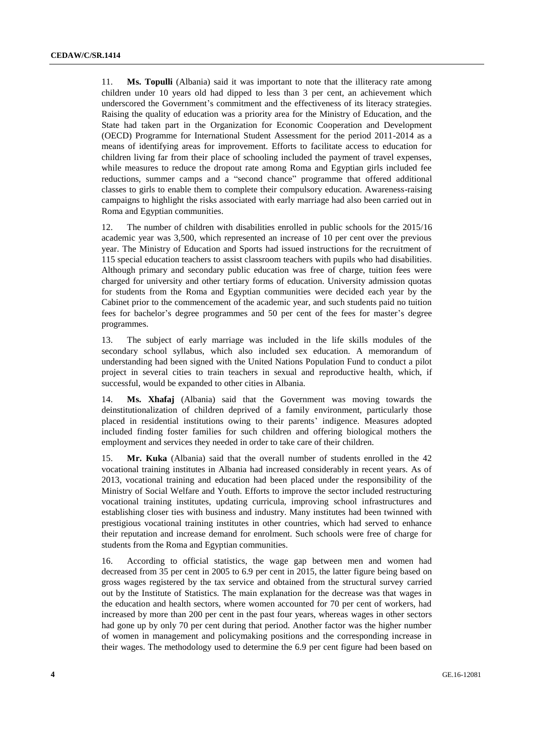11. **Ms. Topulli** (Albania) said it was important to note that the illiteracy rate among children under 10 years old had dipped to less than 3 per cent, an achievement which underscored the Government's commitment and the effectiveness of its literacy strategies. Raising the quality of education was a priority area for the Ministry of Education, and the State had taken part in the Organization for Economic Cooperation and Development (OECD) Programme for International Student Assessment for the period 2011-2014 as a means of identifying areas for improvement. Efforts to facilitate access to education for children living far from their place of schooling included the payment of travel expenses, while measures to reduce the dropout rate among Roma and Egyptian girls included fee reductions, summer camps and a "second chance" programme that offered additional classes to girls to enable them to complete their compulsory education. Awareness-raising campaigns to highlight the risks associated with early marriage had also been carried out in Roma and Egyptian communities.

12. The number of children with disabilities enrolled in public schools for the 2015/16 academic year was 3,500, which represented an increase of 10 per cent over the previous year. The Ministry of Education and Sports had issued instructions for the recruitment of 115 special education teachers to assist classroom teachers with pupils who had disabilities. Although primary and secondary public education was free of charge, tuition fees were charged for university and other tertiary forms of education. University admission quotas for students from the Roma and Egyptian communities were decided each year by the Cabinet prior to the commencement of the academic year, and such students paid no tuition fees for bachelor's degree programmes and 50 per cent of the fees for master's degree programmes.

13. The subject of early marriage was included in the life skills modules of the secondary school syllabus, which also included sex education. A memorandum of understanding had been signed with the United Nations Population Fund to conduct a pilot project in several cities to train teachers in sexual and reproductive health, which, if successful, would be expanded to other cities in Albania.

14. **Ms. Xhafaj** (Albania) said that the Government was moving towards the deinstitutionalization of children deprived of a family environment, particularly those placed in residential institutions owing to their parents' indigence. Measures adopted included finding foster families for such children and offering biological mothers the employment and services they needed in order to take care of their children.

15. **Mr. Kuka** (Albania) said that the overall number of students enrolled in the 42 vocational training institutes in Albania had increased considerably in recent years. As of 2013, vocational training and education had been placed under the responsibility of the Ministry of Social Welfare and Youth. Efforts to improve the sector included restructuring vocational training institutes, updating curricula, improving school infrastructures and establishing closer ties with business and industry. Many institutes had been twinned with prestigious vocational training institutes in other countries, which had served to enhance their reputation and increase demand for enrolment. Such schools were free of charge for students from the Roma and Egyptian communities.

16. According to official statistics, the wage gap between men and women had decreased from 35 per cent in 2005 to 6.9 per cent in 2015, the latter figure being based on gross wages registered by the tax service and obtained from the structural survey carried out by the Institute of Statistics. The main explanation for the decrease was that wages in the education and health sectors, where women accounted for 70 per cent of workers, had increased by more than 200 per cent in the past four years, whereas wages in other sectors had gone up by only 70 per cent during that period. Another factor was the higher number of women in management and policymaking positions and the corresponding increase in their wages. The methodology used to determine the 6.9 per cent figure had been based on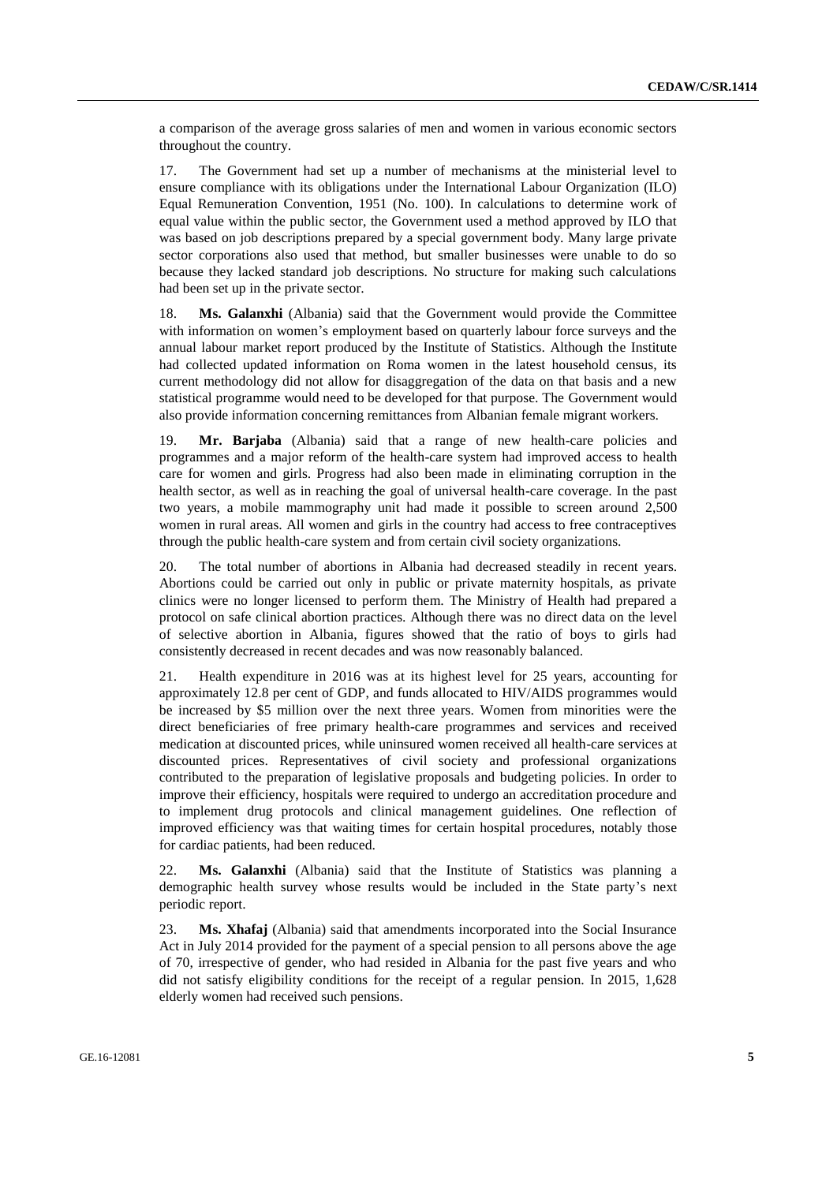a comparison of the average gross salaries of men and women in various economic sectors throughout the country.

17. The Government had set up a number of mechanisms at the ministerial level to ensure compliance with its obligations under the International Labour Organization (ILO) Equal Remuneration Convention, 1951 (No. 100). In calculations to determine work of equal value within the public sector, the Government used a method approved by ILO that was based on job descriptions prepared by a special government body. Many large private sector corporations also used that method, but smaller businesses were unable to do so because they lacked standard job descriptions. No structure for making such calculations had been set up in the private sector.

18. **Ms. Galanxhi** (Albania) said that the Government would provide the Committee with information on women's employment based on quarterly labour force surveys and the annual labour market report produced by the Institute of Statistics. Although the Institute had collected updated information on Roma women in the latest household census, its current methodology did not allow for disaggregation of the data on that basis and a new statistical programme would need to be developed for that purpose. The Government would also provide information concerning remittances from Albanian female migrant workers.

19. **Mr. Barjaba** (Albania) said that a range of new health-care policies and programmes and a major reform of the health-care system had improved access to health care for women and girls. Progress had also been made in eliminating corruption in the health sector, as well as in reaching the goal of universal health-care coverage. In the past two years, a mobile mammography unit had made it possible to screen around 2,500 women in rural areas. All women and girls in the country had access to free contraceptives through the public health-care system and from certain civil society organizations.

20. The total number of abortions in Albania had decreased steadily in recent years. Abortions could be carried out only in public or private maternity hospitals, as private clinics were no longer licensed to perform them. The Ministry of Health had prepared a protocol on safe clinical abortion practices. Although there was no direct data on the level of selective abortion in Albania, figures showed that the ratio of boys to girls had consistently decreased in recent decades and was now reasonably balanced.

21. Health expenditure in 2016 was at its highest level for 25 years, accounting for approximately 12.8 per cent of GDP, and funds allocated to HIV/AIDS programmes would be increased by $5 million over the next three years. Women from minorities were the direct beneficiaries of free primary health-care programmes and services and received medication at discounted prices, while uninsured women received all health-care services at discounted prices. Representatives of civil society and professional organizations contributed to the preparation of legislative proposals and budgeting policies. In order to improve their efficiency, hospitals were required to undergo an accreditation procedure and to implement drug protocols and clinical management guidelines. One reflection of improved efficiency was that waiting times for certain hospital procedures, notably those for cardiac patients, had been reduced.

22. **Ms. Galanxhi** (Albania) said that the Institute of Statistics was planning a demographic health survey whose results would be included in the State party's next periodic report.

23. **Ms. Xhafaj** (Albania) said that amendments incorporated into the Social Insurance Act in July 2014 provided for the payment of a special pension to all persons above the age of 70, irrespective of gender, who had resided in Albania for the past five years and who did not satisfy eligibility conditions for the receipt of a regular pension. In 2015, 1,628 elderly women had received such pensions.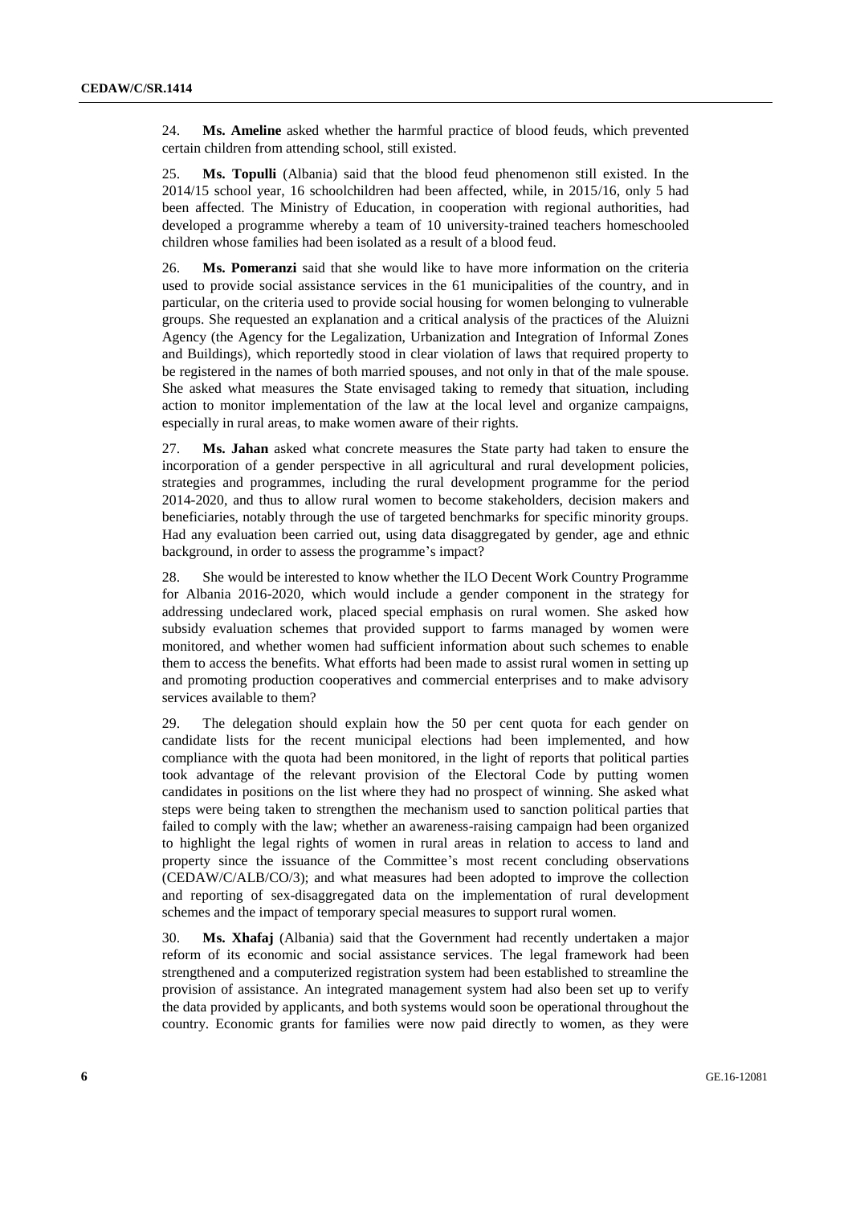24. **Ms. Ameline** asked whether the harmful practice of blood feuds, which prevented certain children from attending school, still existed.

25. **Ms. Topulli** (Albania) said that the blood feud phenomenon still existed. In the 2014/15 school year, 16 schoolchildren had been affected, while, in 2015/16, only 5 had been affected. The Ministry of Education, in cooperation with regional authorities, had developed a programme whereby a team of 10 university-trained teachers homeschooled children whose families had been isolated as a result of a blood feud.

26. **Ms. Pomeranzi** said that she would like to have more information on the criteria used to provide social assistance services in the 61 municipalities of the country, and in particular, on the criteria used to provide social housing for women belonging to vulnerable groups. She requested an explanation and a critical analysis of the practices of the Aluizni Agency (the Agency for the Legalization, Urbanization and Integration of Informal Zones and Buildings), which reportedly stood in clear violation of laws that required property to be registered in the names of both married spouses, and not only in that of the male spouse. She asked what measures the State envisaged taking to remedy that situation, including action to monitor implementation of the law at the local level and organize campaigns, especially in rural areas, to make women aware of their rights.

27. **Ms. Jahan** asked what concrete measures the State party had taken to ensure the incorporation of a gender perspective in all agricultural and rural development policies, strategies and programmes, including the rural development programme for the period 2014-2020, and thus to allow rural women to become stakeholders, decision makers and beneficiaries, notably through the use of targeted benchmarks for specific minority groups. Had any evaluation been carried out, using data disaggregated by gender, age and ethnic background, in order to assess the programme's impact?

28. She would be interested to know whether the ILO Decent Work Country Programme for Albania 2016-2020, which would include a gender component in the strategy for addressing undeclared work, placed special emphasis on rural women. She asked how subsidy evaluation schemes that provided support to farms managed by women were monitored, and whether women had sufficient information about such schemes to enable them to access the benefits. What efforts had been made to assist rural women in setting up and promoting production cooperatives and commercial enterprises and to make advisory services available to them?

29. The delegation should explain how the 50 per cent quota for each gender on candidate lists for the recent municipal elections had been implemented, and how compliance with the quota had been monitored, in the light of reports that political parties took advantage of the relevant provision of the Electoral Code by putting women candidates in positions on the list where they had no prospect of winning. She asked what steps were being taken to strengthen the mechanism used to sanction political parties that failed to comply with the law; whether an awareness-raising campaign had been organized to highlight the legal rights of women in rural areas in relation to access to land and property since the issuance of the Committee's most recent concluding observations (CEDAW/C/ALB/CO/3); and what measures had been adopted to improve the collection and reporting of sex-disaggregated data on the implementation of rural development schemes and the impact of temporary special measures to support rural women.

30. **Ms. Xhafaj** (Albania) said that the Government had recently undertaken a major reform of its economic and social assistance services. The legal framework had been strengthened and a computerized registration system had been established to streamline the provision of assistance. An integrated management system had also been set up to verify the data provided by applicants, and both systems would soon be operational throughout the country. Economic grants for families were now paid directly to women, as they were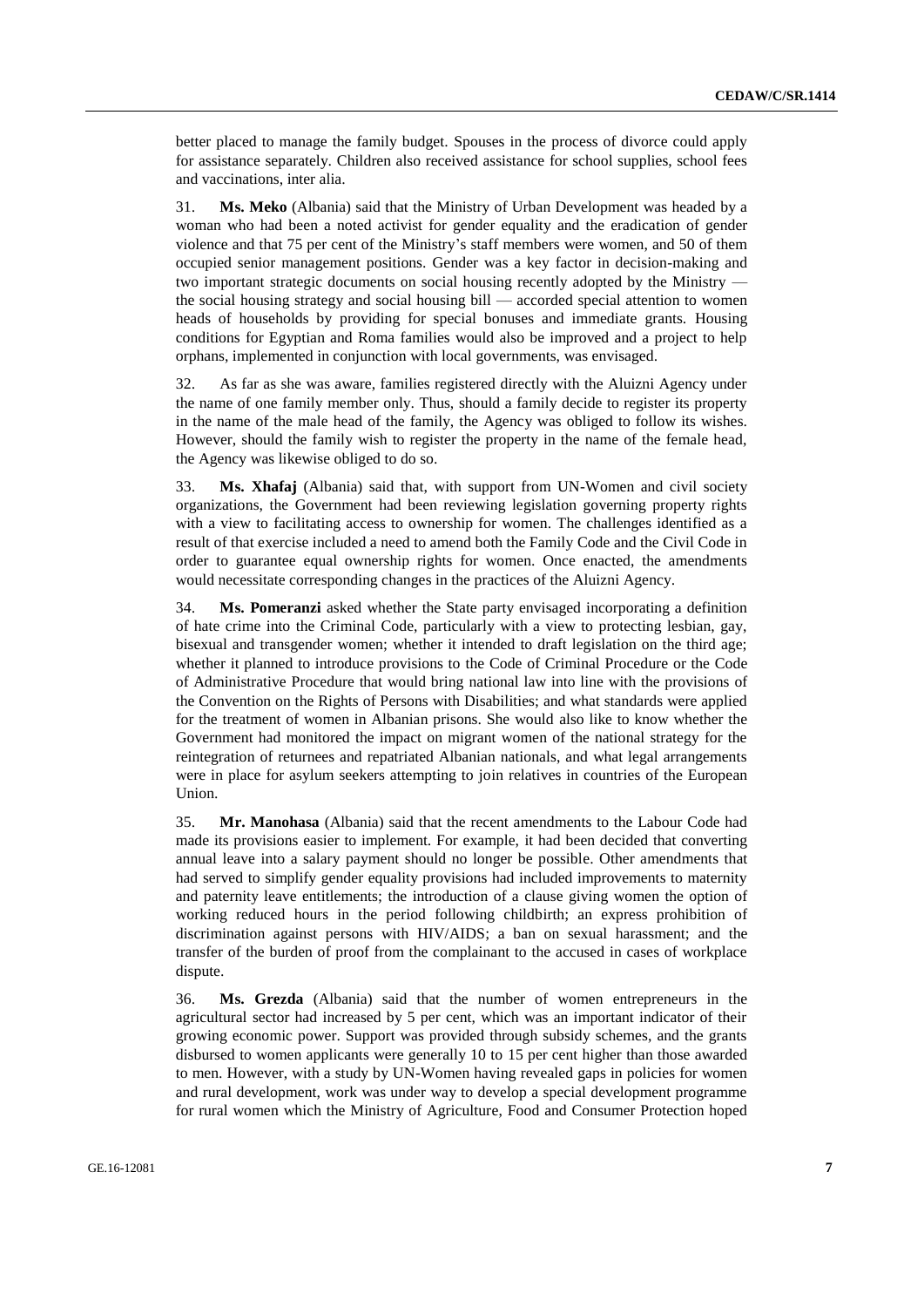better placed to manage the family budget. Spouses in the process of divorce could apply for assistance separately. Children also received assistance for school supplies, school fees and vaccinations, inter alia.

31. **Ms. Meko** (Albania) said that the Ministry of Urban Development was headed by a woman who had been a noted activist for gender equality and the eradication of gender violence and that 75 per cent of the Ministry's staff members were women, and 50 of them occupied senior management positions. Gender was a key factor in decision-making and two important strategic documents on social housing recently adopted by the Ministry — the social housing strategy and social housing bill — accorded special attention to women heads of households by providing for special bonuses and immediate grants. Housing conditions for Egyptian and Roma families would also be improved and a project to help orphans, implemented in conjunction with local governments, was envisaged.

32. As far as she was aware, families registered directly with the Aluizni Agency under the name of one family member only. Thus, should a family decide to register its property in the name of the male head of the family, the Agency was obliged to follow its wishes. However, should the family wish to register the property in the name of the female head, the Agency was likewise obliged to do so.

33. **Ms. Xhafaj** (Albania) said that, with support from UN-Women and civil society organizations, the Government had been reviewing legislation governing property rights with a view to facilitating access to ownership for women. The challenges identified as a result of that exercise included a need to amend both the Family Code and the Civil Code in order to guarantee equal ownership rights for women. Once enacted, the amendments would necessitate corresponding changes in the practices of the Aluizni Agency.

34. **Ms. Pomeranzi** asked whether the State party envisaged incorporating a definition of hate crime into the Criminal Code, particularly with a view to protecting lesbian, gay, bisexual and transgender women; whether it intended to draft legislation on the third age; whether it planned to introduce provisions to the Code of Criminal Procedure or the Code of Administrative Procedure that would bring national law into line with the provisions of the Convention on the Rights of Persons with Disabilities; and what standards were applied for the treatment of women in Albanian prisons. She would also like to know whether the Government had monitored the impact on migrant women of the national strategy for the reintegration of returnees and repatriated Albanian nationals, and what legal arrangements were in place for asylum seekers attempting to join relatives in countries of the European Union.

35. **Mr. Manohasa** (Albania) said that the recent amendments to the Labour Code had made its provisions easier to implement. For example, it had been decided that converting annual leave into a salary payment should no longer be possible. Other amendments that had served to simplify gender equality provisions had included improvements to maternity and paternity leave entitlements; the introduction of a clause giving women the option of working reduced hours in the period following childbirth; an express prohibition of discrimination against persons with HIV/AIDS; a ban on sexual harassment; and the transfer of the burden of proof from the complainant to the accused in cases of workplace dispute.

36. **Ms. Grezda** (Albania) said that the number of women entrepreneurs in the agricultural sector had increased by 5 per cent, which was an important indicator of their growing economic power. Support was provided through subsidy schemes, and the grants disbursed to women applicants were generally 10 to 15 per cent higher than those awarded to men. However, with a study by UN-Women having revealed gaps in policies for women and rural development, work was under way to develop a special development programme for rural women which the Ministry of Agriculture, Food and Consumer Protection hoped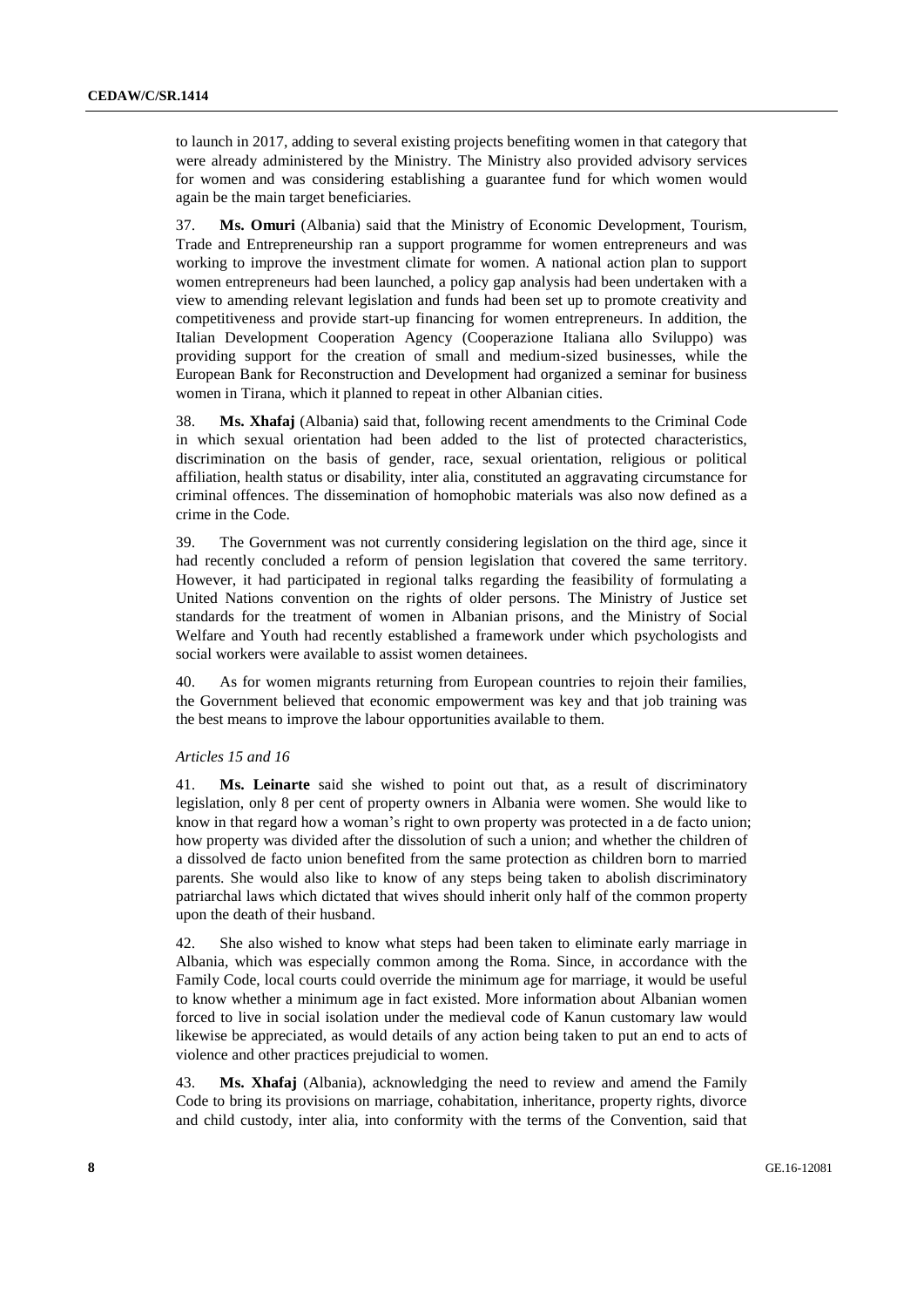to launch in 2017, adding to several existing projects benefiting women in that category that were already administered by the Ministry. The Ministry also provided advisory services for women and was considering establishing a guarantee fund for which women would again be the main target beneficiaries.

37. **Ms. Omuri** (Albania) said that the Ministry of Economic Development, Tourism, Trade and Entrepreneurship ran a support programme for women entrepreneurs and was working to improve the investment climate for women. A national action plan to support women entrepreneurs had been launched, a policy gap analysis had been undertaken with a view to amending relevant legislation and funds had been set up to promote creativity and competitiveness and provide start-up financing for women entrepreneurs. In addition, the Italian Development Cooperation Agency (Cooperazione Italiana allo Sviluppo) was providing support for the creation of small and medium-sized businesses, while the European Bank for Reconstruction and Development had organized a seminar for business women in Tirana, which it planned to repeat in other Albanian cities.

38. **Ms. Xhafaj** (Albania) said that, following recent amendments to the Criminal Code in which sexual orientation had been added to the list of protected characteristics, discrimination on the basis of gender, race, sexual orientation, religious or political affiliation, health status or disability, inter alia, constituted an aggravating circumstance for criminal offences. The dissemination of homophobic materials was also now defined as a crime in the Code.

39. The Government was not currently considering legislation on the third age, since it had recently concluded a reform of pension legislation that covered the same territory. However, it had participated in regional talks regarding the feasibility of formulating a United Nations convention on the rights of older persons. The Ministry of Justice set standards for the treatment of women in Albanian prisons, and the Ministry of Social Welfare and Youth had recently established a framework under which psychologists and social workers were available to assist women detainees.

40. As for women migrants returning from European countries to rejoin their families, the Government believed that economic empowerment was key and that job training was the best means to improve the labour opportunities available to them.

*Articles 15 and 16*

41. **Ms. Leinarte** said she wished to point out that, as a result of discriminatory legislation, only 8 per cent of property owners in Albania were women. She would like to know in that regard how a woman's right to own property was protected in a de facto union; how property was divided after the dissolution of such a union; and whether the children of a dissolved de facto union benefited from the same protection as children born to married parents. She would also like to know of any steps being taken to abolish discriminatory patriarchal laws which dictated that wives should inherit only half of the common property upon the death of their husband.

42. She also wished to know what steps had been taken to eliminate early marriage in Albania, which was especially common among the Roma. Since, in accordance with the Family Code, local courts could override the minimum age for marriage, it would be useful to know whether a minimum age in fact existed. More information about Albanian women forced to live in social isolation under the medieval code of Kanun customary law would likewise be appreciated, as would details of any action being taken to put an end to acts of violence and other practices prejudicial to women.

43. **Ms. Xhafaj** (Albania), acknowledging the need to review and amend the Family Code to bring its provisions on marriage, cohabitation, inheritance, property rights, divorce and child custody, inter alia, into conformity with the terms of the Convention, said that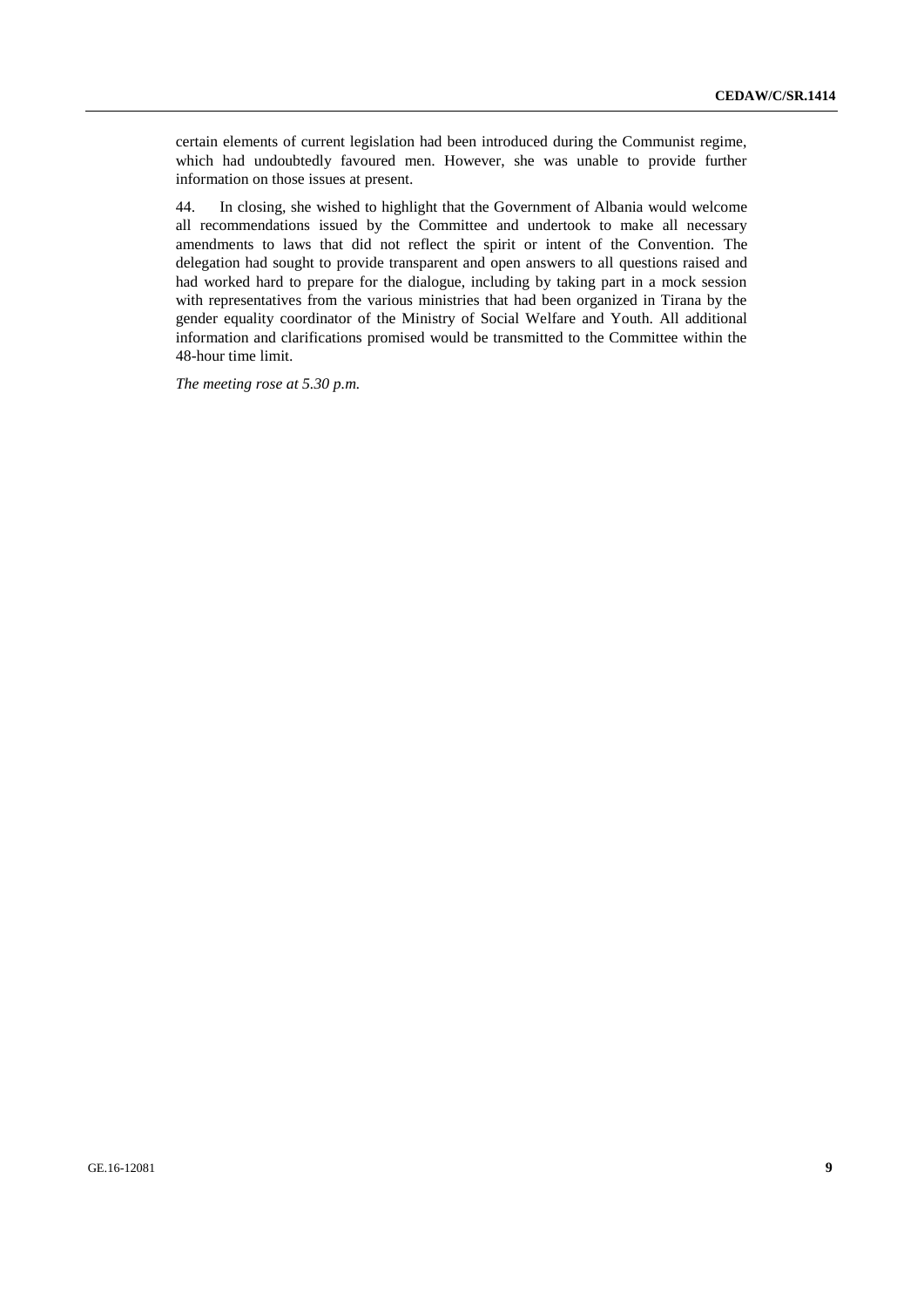certain elements of current legislation had been introduced during the Communist regime, which had undoubtedly favoured men. However, she was unable to provide further information on those issues at present.

44. In closing, she wished to highlight that the Government of Albania would welcome all recommendations issued by the Committee and undertook to make all necessary amendments to laws that did not reflect the spirit or intent of the Convention. The delegation had sought to provide transparent and open answers to all questions raised and had worked hard to prepare for the dialogue, including by taking part in a mock session with representatives from the various ministries that had been organized in Tirana by the gender equality coordinator of the Ministry of Social Welfare and Youth. All additional information and clarifications promised would be transmitted to the Committee within the 48-hour time limit.

*The meeting rose at 5.30 p.m.*